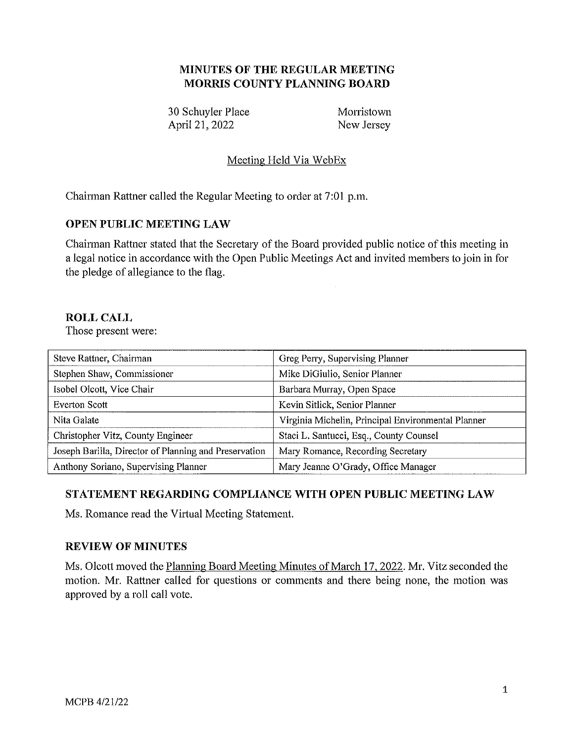# MINUTES OF THE REGULAR MEETING
# MORRIS COUNTY PLANNING BOARD

30 Schuyler Place — Morristown
April 21, 2022 — New Jersey

Meeting Held Via WebEx

Chairman Rattner called the Regular Meeting to order at 7:01 p.m.

## OPEN PUBLIC MEETING LAW

Chairman Rattner stated that the Secretary of the Board provided public notice of this meeting in a legal notice in accordance with the Open Public Meetings Act and invited members to join in for the pledge of allegiance to the flag.

## ROLL CALL

Those present were:

| | |
|---|---|
| Steve Rattner, Chairman | Greg Perry, Supervising Planner |
| Stephen Shaw, Commissioner | Mike DiGiulio, Senior Planner |
| Isobel Olcott, Vice Chair | Barbara Murray, Open Space |
| Everton Scott | Kevin Sitlick, Senior Planner |
| Nita Galate | Virginia Michelin, Principal Environmental Planner |
| Christopher Vitz, County Engineer | Staci L. Santucci, Esq., County Counsel |
| Joseph Barilla, Director of Planning and Preservation | Mary Romance, Recording Secretary |
| Anthony Soriano, Supervising Planner | Mary Jeanne O'Grady, Office Manager |

## STATEMENT REGARDING COMPLIANCE WITH OPEN PUBLIC MEETING LAW

Ms. Romance read the Virtual Meeting Statement.

## REVIEW OF MINUTES

Ms. Olcott moved the Planning Board Meeting Minutes of March 17, 2022. Mr. Vitz seconded the motion. Mr. Rattner called for questions or comments and there being none, the motion was approved by a roll call vote.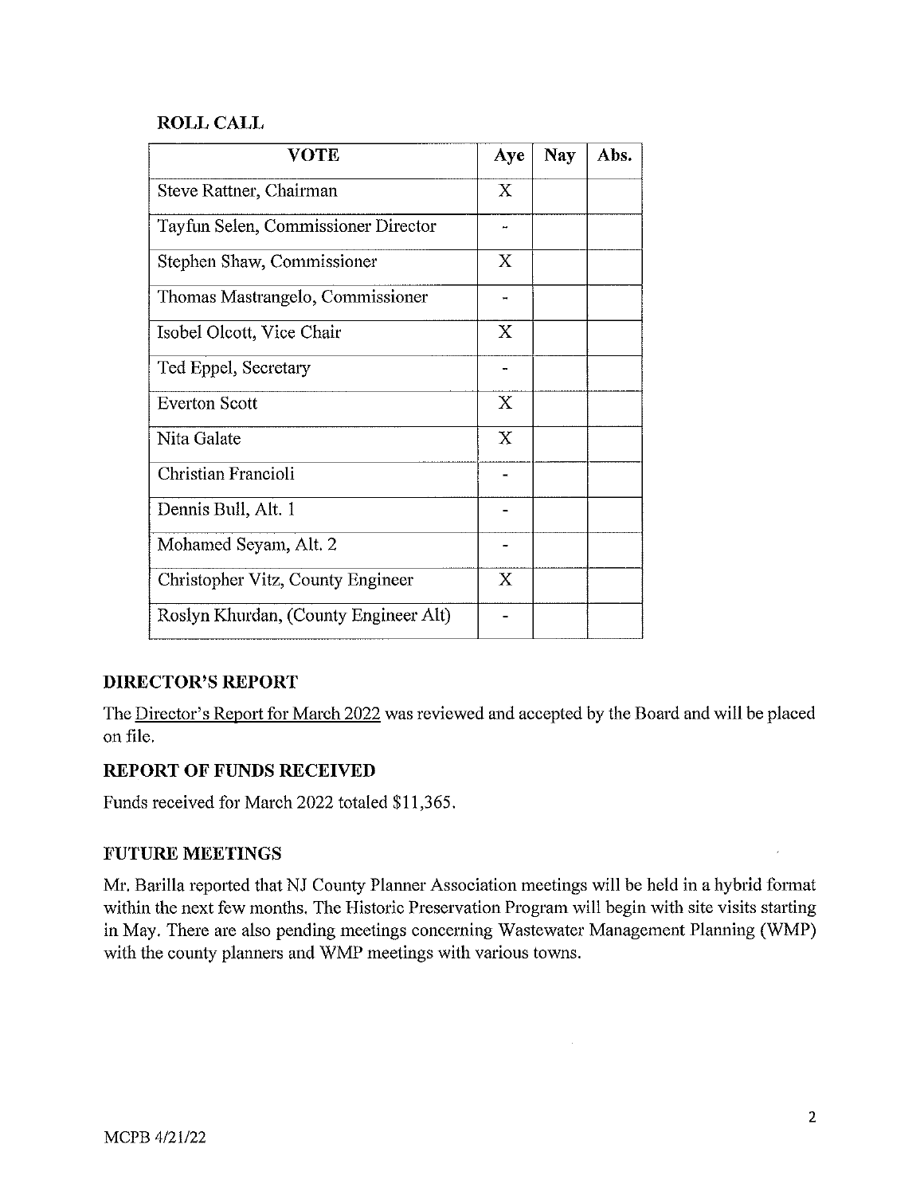## ROLL CALL

| VOTE | Aye | Nay | Abs. |
|---|---|---|---|
| Steve Rattner, Chairman | X | | |
| Tayfun Selen, Commissioner Director | - | | |
| Stephen Shaw, Commissioner | X | | |
| Thomas Mastrangelo, Commissioner | - | | |
| Isobel Olcott, Vice Chair | X | | |
| Ted Eppel, Secretary | - | | |
| Everton Scott | X | | |
| Nita Galate | X | | |
| Christian Francioli | - | | |
| Dennis Bull, Alt. 1 | - | | |
| Mohamed Seyam, Alt. 2 | - | | |
| Christopher Vitz, County Engineer | X | | |
| Roslyn Khurdan, (County Engineer Alt) | - | | |

## DIRECTOR'S REPORT

The Director's Report for March 2022 was reviewed and accepted by the Board and will be placed on file.

## REPORT OF FUNDS RECEIVED

Funds received for March 2022 totaled $11,365.

## FUTURE MEETINGS

Mr. Barilla reported that NJ County Planner Association meetings will be held in a hybrid format within the next few months. The Historic Preservation Program will begin with site visits starting in May. There are also pending meetings concerning Wastewater Management Planning (WMP) with the county planners and WMP meetings with various towns.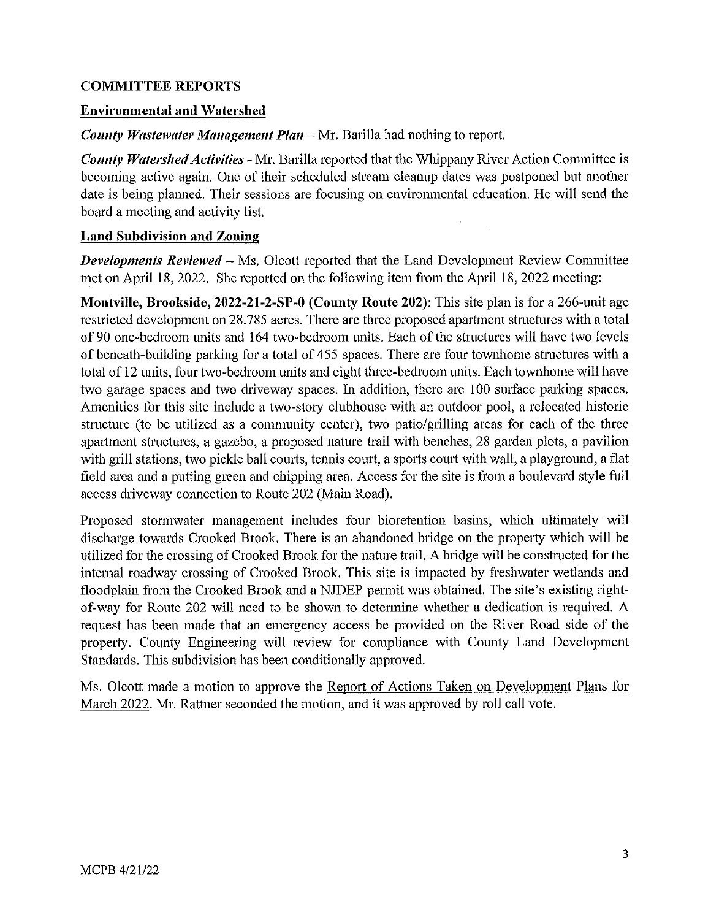## COMMITTEE REPORTS

### Environmental and Watershed

***County Wastewater Management Plan*** – Mr. Barilla had nothing to report.

***County Watershed Activities*** - Mr. Barilla reported that the Whippany River Action Committee is becoming active again. One of their scheduled stream cleanup dates was postponed but another date is being planned. Their sessions are focusing on environmental education. He will send the board a meeting and activity list.

### Land Subdivision and Zoning

***Developments Reviewed*** – Ms. Olcott reported that the Land Development Review Committee met on April 18, 2022. She reported on the following item from the April 18, 2022 meeting:

**Montville, Brookside, 2022-21-2-SP-0 (County Route 202)**: This site plan is for a 266-unit age restricted development on 28.785 acres. There are three proposed apartment structures with a total of 90 one-bedroom units and 164 two-bedroom units. Each of the structures will have two levels of beneath-building parking for a total of 455 spaces. There are four townhome structures with a total of 12 units, four two-bedroom units and eight three-bedroom units. Each townhome will have two garage spaces and two driveway spaces. In addition, there are 100 surface parking spaces. Amenities for this site include a two-story clubhouse with an outdoor pool, a relocated historic structure (to be utilized as a community center), two patio/grilling areas for each of the three apartment structures, a gazebo, a proposed nature trail with benches, 28 garden plots, a pavilion with grill stations, two pickle ball courts, tennis court, a sports court with wall, a playground, a flat field area and a putting green and chipping area. Access for the site is from a boulevard style full access driveway connection to Route 202 (Main Road).

Proposed stormwater management includes four bioretention basins, which ultimately will discharge towards Crooked Brook. There is an abandoned bridge on the property which will be utilized for the crossing of Crooked Brook for the nature trail. A bridge will be constructed for the internal roadway crossing of Crooked Brook. This site is impacted by freshwater wetlands and floodplain from the Crooked Brook and a NJDEP permit was obtained. The site's existing right-of-way for Route 202 will need to be shown to determine whether a dedication is required. A request has been made that an emergency access be provided on the River Road side of the property. County Engineering will review for compliance with County Land Development Standards. This subdivision has been conditionally approved.

Ms. Olcott made a motion to approve the Report of Actions Taken on Development Plans for March 2022. Mr. Rattner seconded the motion, and it was approved by roll call vote.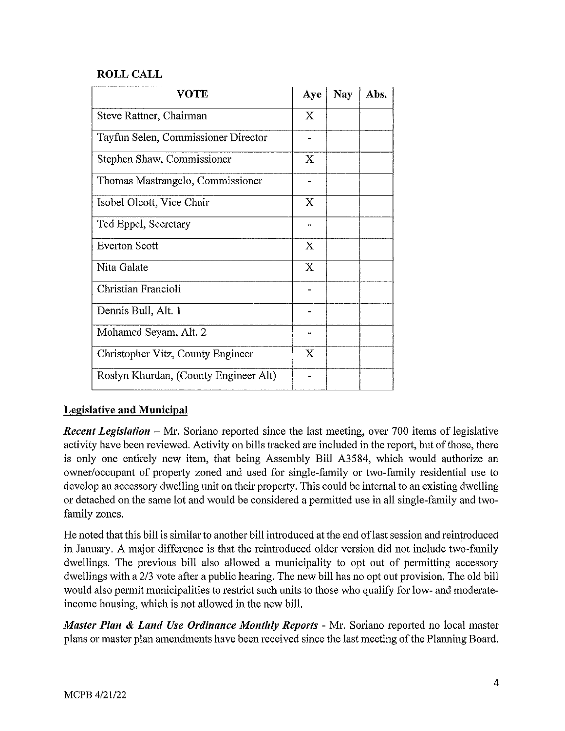**ROLL CALL**

| VOTE | Aye | Nay | Abs. |
|---|---|---|---|
| Steve Rattner, Chairman | X | | |
| Tayfun Selen, Commissioner Director | - | | |
| Stephen Shaw, Commissioner | X | | |
| Thomas Mastrangelo, Commissioner | - | | |
| Isobel Olcott, Vice Chair | X | | |
| Ted Eppel, Secretary | - | | |
| Everton Scott | X | | |
| Nita Galate | X | | |
| Christian Francioli | - | | |
| Dennis Bull, Alt. 1 | - | | |
| Mohamed Seyam, Alt. 2 | - | | |
| Christopher Vitz, County Engineer | X | | |
| Roslyn Khurdan, (County Engineer Alt) | - | | |

## Legislative and Municipal

***Recent Legislation*** – Mr. Soriano reported since the last meeting, over 700 items of legislative activity have been reviewed. Activity on bills tracked are included in the report, but of those, there is only one entirely new item, that being Assembly Bill A3584, which would authorize an owner/occupant of property zoned and used for single-family or two-family residential use to develop an accessory dwelling unit on their property. This could be internal to an existing dwelling or detached on the same lot and would be considered a permitted use in all single-family and two-family zones.

He noted that this bill is similar to another bill introduced at the end of last session and reintroduced in January. A major difference is that the reintroduced older version did not include two-family dwellings. The previous bill also allowed a municipality to opt out of permitting accessory dwellings with a 2/3 vote after a public hearing. The new bill has no opt out provision. The old bill would also permit municipalities to restrict such units to those who qualify for low- and moderate-income housing, which is not allowed in the new bill.

***Master Plan & Land Use Ordinance Monthly Reports*** - Mr. Soriano reported no local master plans or master plan amendments have been received since the last meeting of the Planning Board.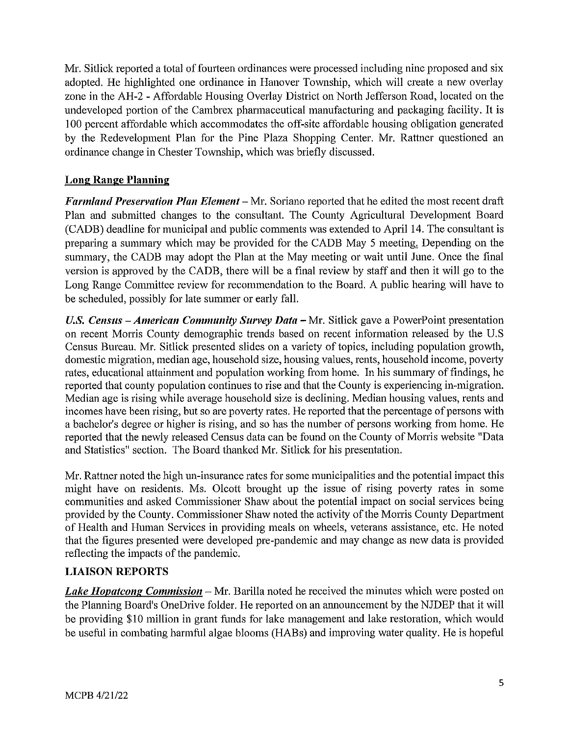Mr. Sitlick reported a total of fourteen ordinances were processed including nine proposed and six adopted. He highlighted one ordinance in Hanover Township, which will create a new overlay zone in the AH-2 - Affordable Housing Overlay District on North Jefferson Road, located on the undeveloped portion of the Cambrex pharmaceutical manufacturing and packaging facility. It is 100 percent affordable which accommodates the off-site affordable housing obligation generated by the Redevelopment Plan for the Pine Plaza Shopping Center. Mr. Rattner questioned an ordinance change in Chester Township, which was briefly discussed.

**Long Range Planning**

***Farmland Preservation Plan Element*** – Mr. Soriano reported that he edited the most recent draft Plan and submitted changes to the consultant. The County Agricultural Development Board (CADB) deadline for municipal and public comments was extended to April 14. The consultant is preparing a summary which may be provided for the CADB May 5 meeting. Depending on the summary, the CADB may adopt the Plan at the May meeting or wait until June. Once the final version is approved by the CADB, there will be a final review by staff and then it will go to the Long Range Committee review for recommendation to the Board. A public hearing will have to be scheduled, possibly for late summer or early fall.

***U.S. Census – American Community Survey Data*** – Mr. Sitlick gave a PowerPoint presentation on recent Morris County demographic trends based on recent information released by the U.S Census Bureau. Mr. Sitlick presented slides on a variety of topics, including population growth, domestic migration, median age, household size, housing values, rents, household income, poverty rates, educational attainment and population working from home. In his summary of findings, he reported that county population continues to rise and that the County is experiencing in-migration. Median age is rising while average household size is declining. Median housing values, rents and incomes have been rising, but so are poverty rates. He reported that the percentage of persons with a bachelor's degree or higher is rising, and so has the number of persons working from home. He reported that the newly released Census data can be found on the County of Morris website "Data and Statistics" section. The Board thanked Mr. Sitlick for his presentation.

Mr. Rattner noted the high un-insurance rates for some municipalities and the potential impact this might have on residents. Ms. Olcott brought up the issue of rising poverty rates in some communities and asked Commissioner Shaw about the potential impact on social services being provided by the County. Commissioner Shaw noted the activity of the Morris County Department of Health and Human Services in providing meals on wheels, veterans assistance, etc. He noted that the figures presented were developed pre-pandemic and may change as new data is provided reflecting the impacts of the pandemic.

**LIAISON REPORTS**

***Lake Hopatcong Commission*** – Mr. Barilla noted he received the minutes which were posted on the Planning Board's OneDrive folder. He reported on an announcement by the NJDEP that it will be providing $10 million in grant funds for lake management and lake restoration, which would be useful in combating harmful algae blooms (HABs) and improving water quality. He is hopeful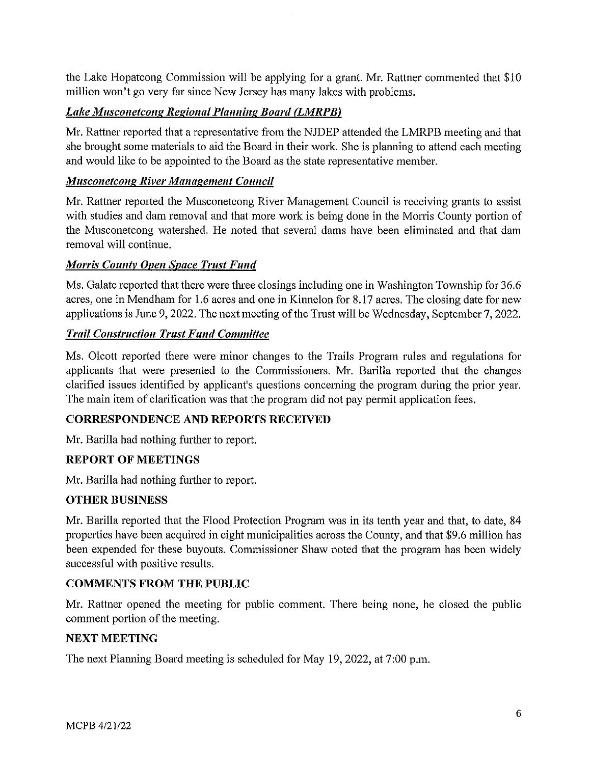the Lake Hopatcong Commission will be applying for a grant. Mr. Rattner commented that $10 million won't go very far since New Jersey has many lakes with problems.

### ***Lake Musconetcong Regional Planning Board (LMRPB)***

Mr. Rattner reported that a representative from the NJDEP attended the LMRPB meeting and that she brought some materials to aid the Board in their work. She is planning to attend each meeting and would like to be appointed to the Board as the state representative member.

### ***Musconetcong River Management Council***

Mr. Rattner reported the Musconetcong River Management Council is receiving grants to assist with studies and dam removal and that more work is being done in the Morris County portion of the Musconetcong watershed. He noted that several dams have been eliminated and that dam removal will continue.

### ***Morris County Open Space Trust Fund***

Ms. Galate reported that there were three closings including one in Washington Township for 36.6 acres, one in Mendham for 1.6 acres and one in Kinnelon for 8.17 acres. The closing date for new applications is June 9, 2022. The next meeting of the Trust will be Wednesday, September 7, 2022.

### ***Trail Construction Trust Fund Committee***

Ms. Olcott reported there were minor changes to the Trails Program rules and regulations for applicants that were presented to the Commissioners. Mr. Barilla reported that the changes clarified issues identified by applicant's questions concerning the program during the prior year. The main item of clarification was that the program did not pay permit application fees.

## **CORRESPONDENCE AND REPORTS RECEIVED**

Mr. Barilla had nothing further to report.

## **REPORT OF MEETINGS**

Mr. Barilla had nothing further to report.

## **OTHER BUSINESS**

Mr. Barilla reported that the Flood Protection Program was in its tenth year and that, to date, 84 properties have been acquired in eight municipalities across the County, and that $9.6 million has been expended for these buyouts. Commissioner Shaw noted that the program has been widely successful with positive results.

## **COMMENTS FROM THE PUBLIC**

Mr. Rattner opened the meeting for public comment. There being none, he closed the public comment portion of the meeting.

## **NEXT MEETING**

The next Planning Board meeting is scheduled for May 19, 2022, at 7:00 p.m.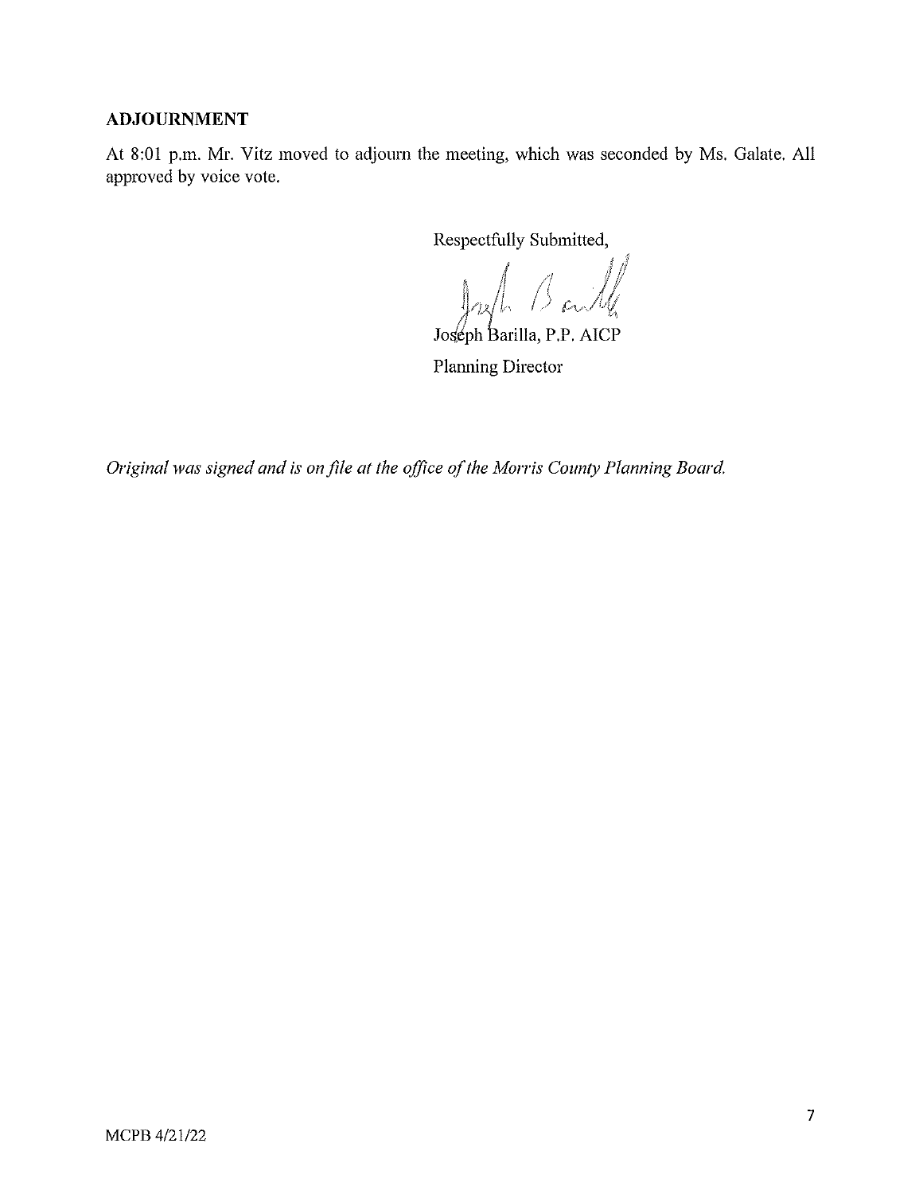**ADJOURNMENT**

At 8:01 p.m. Mr. Vitz moved to adjourn the meeting, which was seconded by Ms. Galate. All approved by voice vote.

Respectfully Submitted,

Joseph Barilla, P.P. AICP
Planning Director

*Original was signed and is on file at the office of the Morris County Planning Board.*